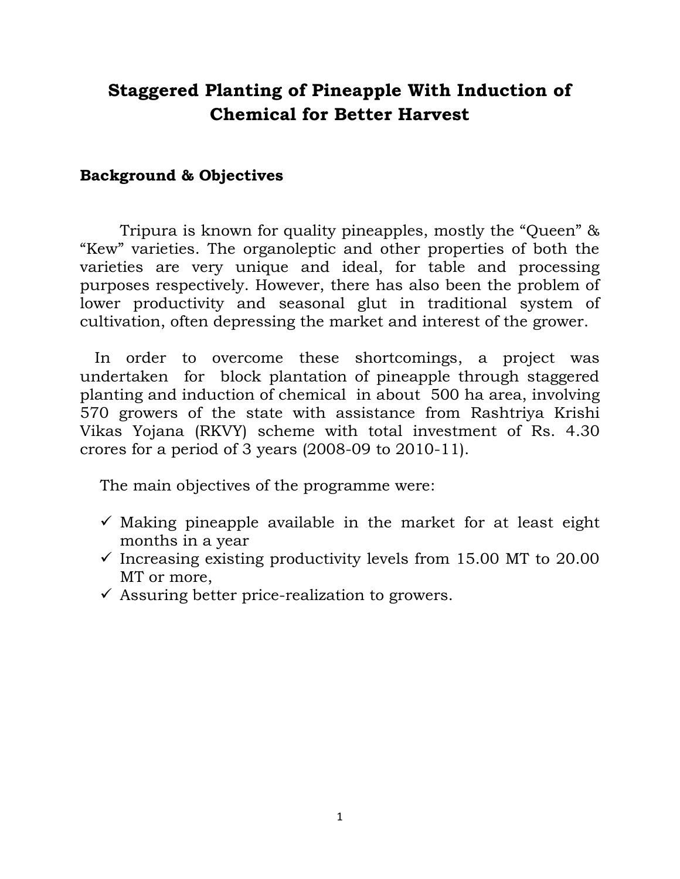# Staggered Planting of Pineapple With Induction of Chemical for Better Harvest

## Background & Objectives

Tripura is known for quality pineapples, mostly the "Queen" & "Kew" varieties. The organoleptic and other properties of both the varieties are very unique and ideal, for table and processing purposes respectively. However, there has also been the problem of lower productivity and seasonal glut in traditional system of cultivation, often depressing the market and interest of the grower.

In order to overcome these shortcomings, a project was undertaken for block plantation of pineapple through staggered planting and induction of chemical in about 500 ha area, involving 570 growers of the state with assistance from Rashtriya Krishi Vikas Yojana (RKVY) scheme with total investment of Rs. 4.30 crores for a period of 3 years (2008-09 to 2010-11).

The main objectives of the programme were:

- ✓ Making pineapple available in the market for at least eight months in a year
- ✓ Increasing existing productivity levels from 15.00 MT to 20.00 MT or more,
- ✓ Assuring better price-realization to growers.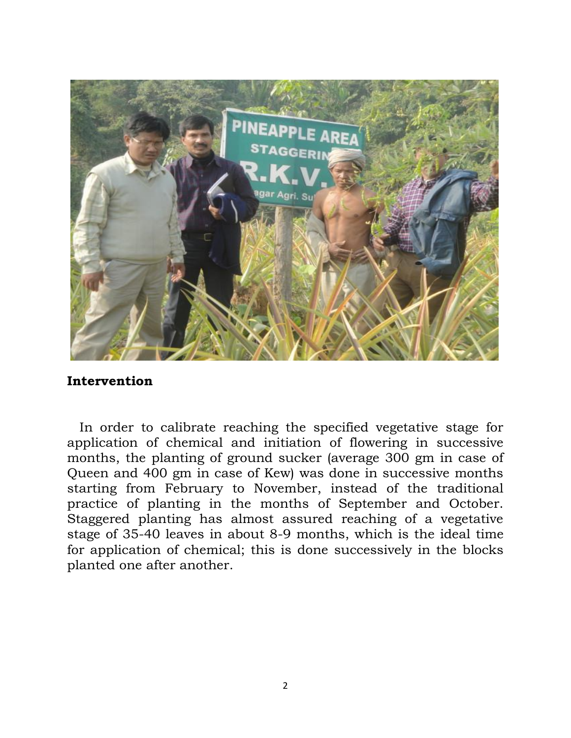## Intervention

In order to calibrate reaching the specified vegetative stage for application of chemical and initiation of flowering in successive months, the planting of ground sucker (average 300 gm in case of Queen and 400 gm in case of Kew) was done in successive months starting from February to November, instead of the traditional practice of planting in the months of September and October. Staggered planting has almost assured reaching of a vegetative stage of 35-40 leaves in about 8-9 months, which is the ideal time for application of chemical; this is done successively in the blocks planted one after another.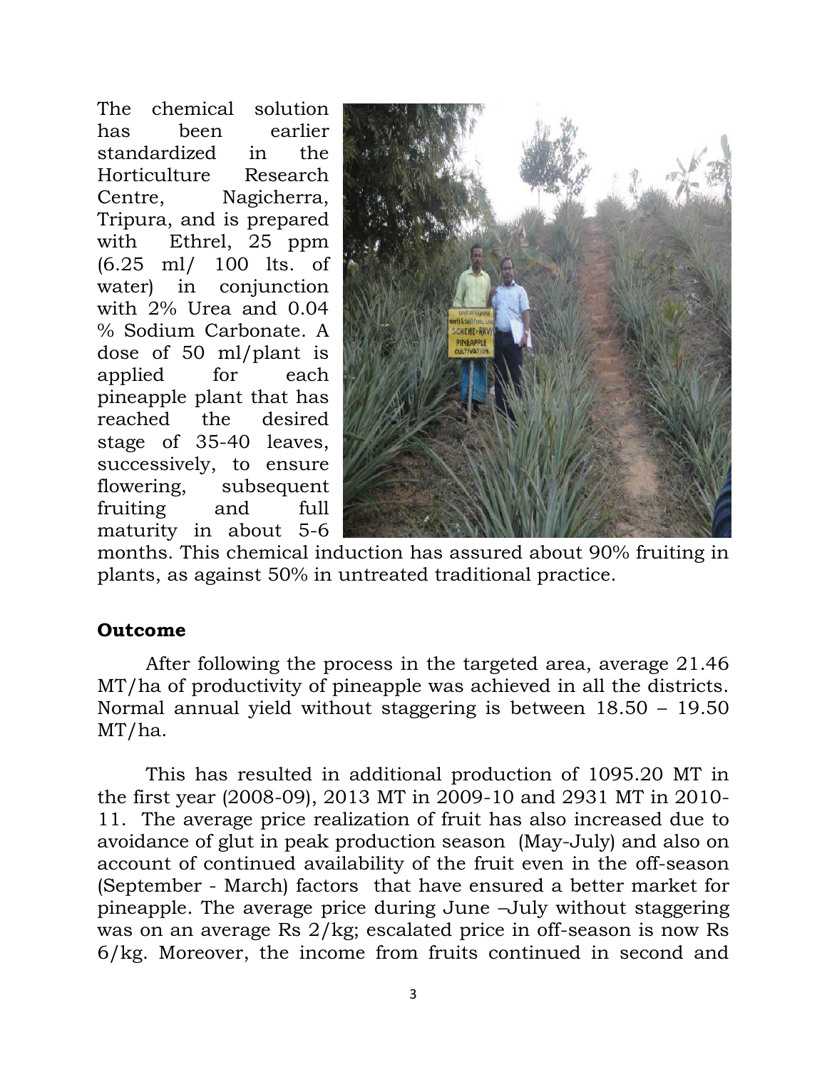The chemical solution has been earlier standardized in the Horticulture Research Centre, Nagicherra, Tripura, and is prepared with Ethrel, 25 ppm (6.25 ml/ 100 lts. of water) in conjunction with 2% Urea and 0.04 % Sodium Carbonate. A dose of 50 ml/plant is applied for each pineapple plant that has reached the desired stage of 35-40 leaves, successively, to ensure flowering, subsequent fruiting and full maturity in about 5-6 months. This chemical induction has assured about 90% fruiting in plants, as against 50% in untreated traditional practice.

**Outcome**

After following the process in the targeted area, average 21.46 MT/ha of productivity of pineapple was achieved in all the districts. Normal annual yield without staggering is between 18.50 – 19.50 MT/ha.

This has resulted in additional production of 1095.20 MT in the first year (2008-09), 2013 MT in 2009-10 and 2931 MT in 2010-11. The average price realization of fruit has also increased due to avoidance of glut in peak production season (May-July) and also on account of continued availability of the fruit even in the off-season (September - March) factors that have ensured a better market for pineapple. The average price during June –July without staggering was on an average Rs 2/kg; escalated price in off-season is now Rs 6/kg. Moreover, the income from fruits continued in second and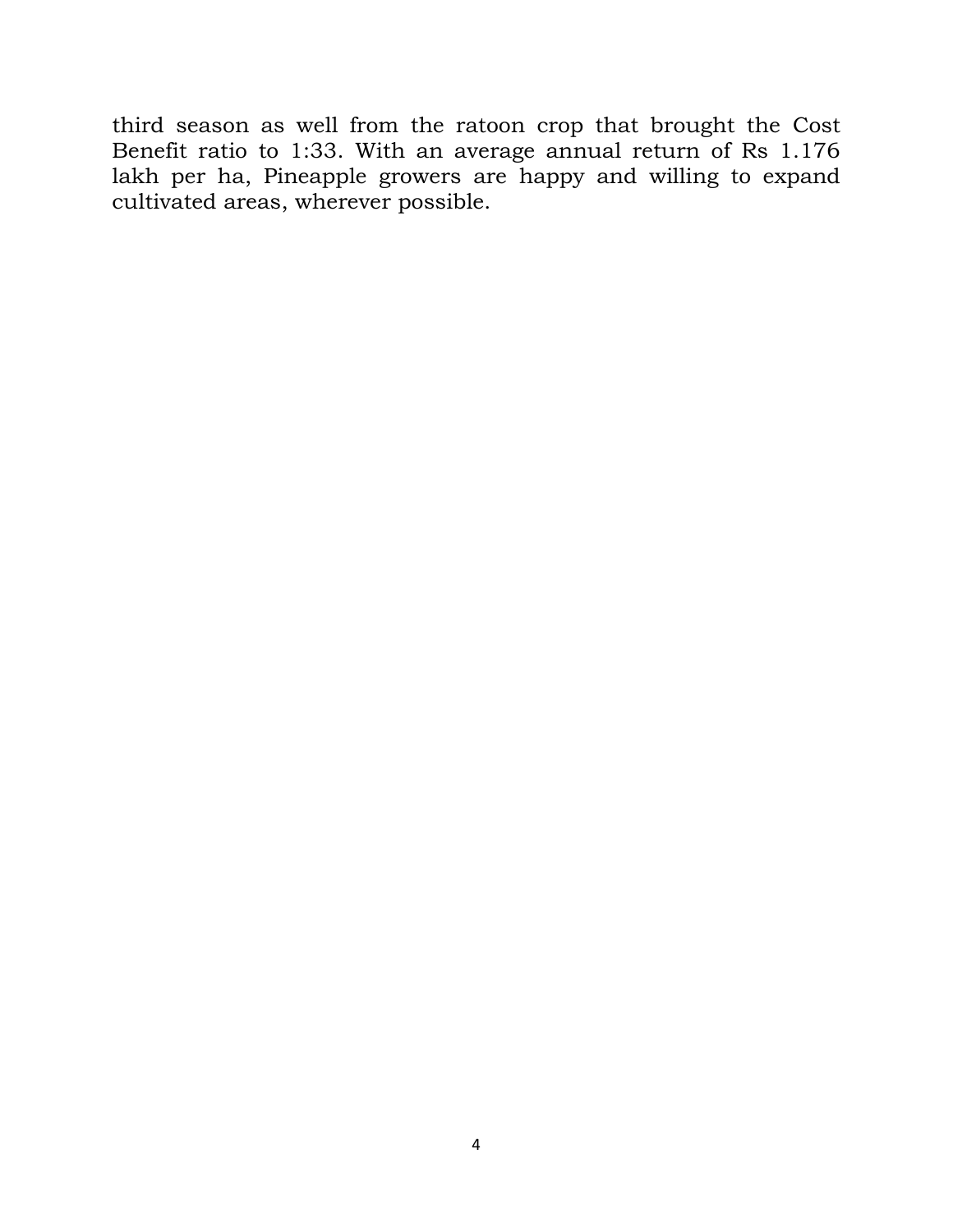third season as well from the ratoon crop that brought the Cost Benefit ratio to 1:33. With an average annual return of Rs 1.176 lakh per ha, Pineapple growers are happy and willing to expand cultivated areas, wherever possible.